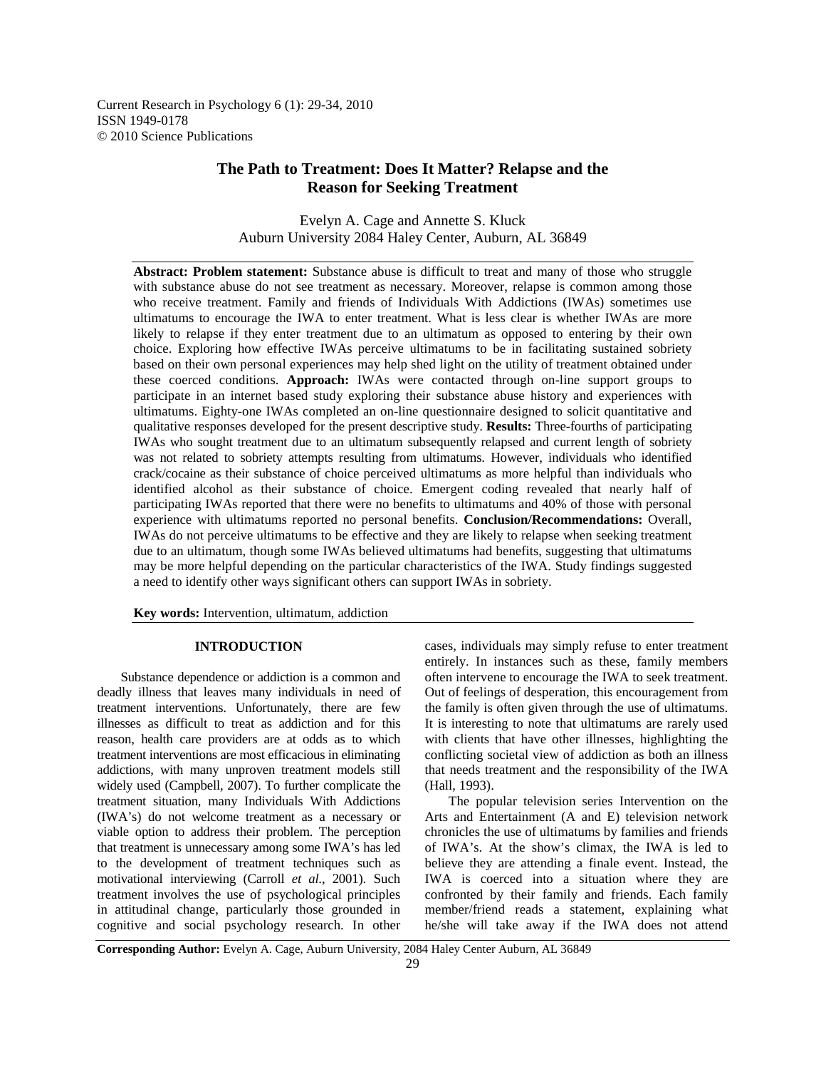# The Path to Treatment: Does It Matter? Relapse and the Reason for Seeking Treatment

Evelyn A. Cage and Annette S. Kluck
Auburn University 2084 Haley Center, Auburn, AL 36849

**Abstract: Problem statement:** Substance abuse is difficult to treat and many of those who struggle with substance abuse do not see treatment as necessary. Moreover, relapse is common among those who receive treatment. Family and friends of Individuals With Addictions (IWAs) sometimes use ultimatums to encourage the IWA to enter treatment. What is less clear is whether IWAs are more likely to relapse if they enter treatment due to an ultimatum as opposed to entering by their own choice. Exploring how effective IWAs perceive ultimatums to be in facilitating sustained sobriety based on their own personal experiences may help shed light on the utility of treatment obtained under these coerced conditions. **Approach:** IWAs were contacted through on-line support groups to participate in an internet based study exploring their substance abuse history and experiences with ultimatums. Eighty-one IWAs completed an on-line questionnaire designed to solicit quantitative and qualitative responses developed for the present descriptive study. **Results:** Three-fourths of participating IWAs who sought treatment due to an ultimatum subsequently relapsed and current length of sobriety was not related to sobriety attempts resulting from ultimatums. However, individuals who identified crack/cocaine as their substance of choice perceived ultimatums as more helpful than individuals who identified alcohol as their substance of choice. Emergent coding revealed that nearly half of participating IWAs reported that there were no benefits to ultimatums and 40% of those with personal experience with ultimatums reported no personal benefits. **Conclusion/Recommendations:** Overall, IWAs do not perceive ultimatums to be effective and they are likely to relapse when seeking treatment due to an ultimatum, though some IWAs believed ultimatums had benefits, suggesting that ultimatums may be more helpful depending on the particular characteristics of the IWA. Study findings suggested a need to identify other ways significant others can support IWAs in sobriety.

**Key words:** Intervention, ultimatum, addiction

## INTRODUCTION

Substance dependence or addiction is a common and deadly illness that leaves many individuals in need of treatment interventions. Unfortunately, there are few illnesses as difficult to treat as addiction and for this reason, health care providers are at odds as to which treatment interventions are most efficacious in eliminating addictions, with many unproven treatment models still widely used (Campbell, 2007). To further complicate the treatment situation, many Individuals With Addictions (IWA's) do not welcome treatment as a necessary or viable option to address their problem. The perception that treatment is unnecessary among some IWA's has led to the development of treatment techniques such as motivational interviewing (Carroll *et al*., 2001). Such treatment involves the use of psychological principles in attitudinal change, particularly those grounded in cognitive and social psychology research. In other cases, individuals may simply refuse to enter treatment entirely. In instances such as these, family members often intervene to encourage the IWA to seek treatment. Out of feelings of desperation, this encouragement from the family is often given through the use of ultimatums. It is interesting to note that ultimatums are rarely used with clients that have other illnesses, highlighting the conflicting societal view of addiction as both an illness that needs treatment and the responsibility of the IWA (Hall, 1993).

The popular television series Intervention on the Arts and Entertainment (A and E) television network chronicles the use of ultimatums by families and friends of IWA's. At the show's climax, the IWA is led to believe they are attending a finale event. Instead, the IWA is coerced into a situation where they are confronted by their family and friends. Each family member/friend reads a statement, explaining what he/she will take away if the IWA does not attend

**Corresponding Author:** Evelyn A. Cage, Auburn University, 2084 Haley Center Auburn, AL 36849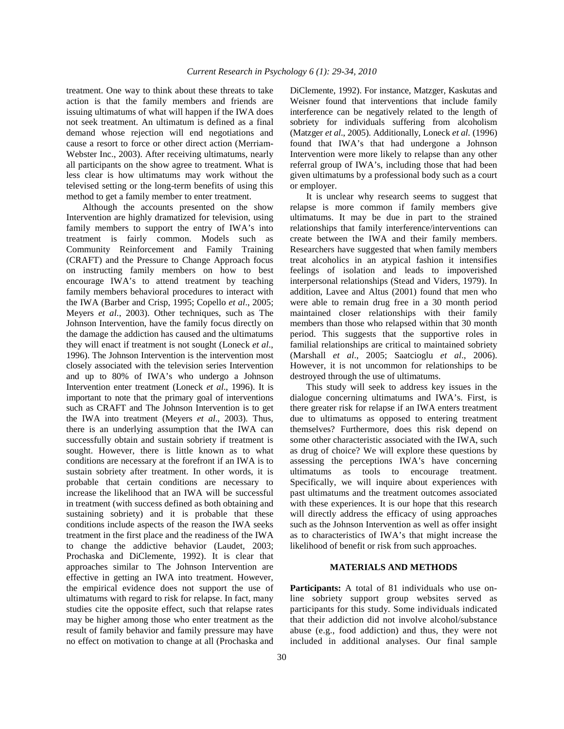treatment. One way to think about these threats to take action is that the family members and friends are issuing ultimatums of what will happen if the IWA does not seek treatment. An ultimatum is defined as a final demand whose rejection will end negotiations and cause a resort to force or other direct action (Merriam-Webster Inc., 2003). After receiving ultimatums, nearly all participants on the show agree to treatment. What is less clear is how ultimatums may work without the televised setting or the long-term benefits of using this method to get a family member to enter treatment.

Although the accounts presented on the show Intervention are highly dramatized for television, using family members to support the entry of IWA's into treatment is fairly common. Models such as Community Reinforcement and Family Training (CRAFT) and the Pressure to Change Approach focus on instructing family members on how to best encourage IWA's to attend treatment by teaching family members behavioral procedures to interact with the IWA (Barber and Crisp, 1995; Copello *et al*., 2005; Meyers *et al*., 2003). Other techniques, such as The Johnson Intervention, have the family focus directly on the damage the addiction has caused and the ultimatums they will enact if treatment is not sought (Loneck *et al*., 1996). The Johnson Intervention is the intervention most closely associated with the television series Intervention and up to 80% of IWA's who undergo a Johnson Intervention enter treatment (Loneck *et al*., 1996). It is important to note that the primary goal of interventions such as CRAFT and The Johnson Intervention is to get the IWA into treatment (Meyers *et al*., 2003). Thus, there is an underlying assumption that the IWA can successfully obtain and sustain sobriety if treatment is sought. However, there is little known as to what conditions are necessary at the forefront if an IWA is to sustain sobriety after treatment. In other words, it is probable that certain conditions are necessary to increase the likelihood that an IWA will be successful in treatment (with success defined as both obtaining and sustaining sobriety) and it is probable that these conditions include aspects of the reason the IWA seeks treatment in the first place and the readiness of the IWA to change the addictive behavior (Laudet, 2003; Prochaska and DiClemente, 1992). It is clear that approaches similar to The Johnson Intervention are effective in getting an IWA into treatment. However, the empirical evidence does not support the use of ultimatums with regard to risk for relapse. In fact, many studies cite the opposite effect, such that relapse rates may be higher among those who enter treatment as the result of family behavior and family pressure may have no effect on motivation to change at all (Prochaska and DiClemente, 1992). For instance, Matzger, Kaskutas and Weisner found that interventions that include family interference can be negatively related to the length of sobriety for individuals suffering from alcoholism (Matzger *et al*., 2005). Additionally, Loneck *et al.* (1996) found that IWA's that had undergone a Johnson Intervention were more likely to relapse than any other referral group of IWA's, including those that had been given ultimatums by a professional body such as a court or employer.

It is unclear why research seems to suggest that relapse is more common if family members give ultimatums. It may be due in part to the strained relationships that family interference/interventions can create between the IWA and their family members. Researchers have suggested that when family members treat alcoholics in an atypical fashion it intensifies feelings of isolation and leads to impoverished interpersonal relationships (Stead and Viders, 1979). In addition, Lavee and Altus (2001) found that men who were able to remain drug free in a 30 month period maintained closer relationships with their family members than those who relapsed within that 30 month period. This suggests that the supportive roles in familial relationships are critical to maintained sobriety (Marshall *et al*., 2005; Saatcioglu *et al*., 2006). However, it is not uncommon for relationships to be destroyed through the use of ultimatums.

This study will seek to address key issues in the dialogue concerning ultimatums and IWA's. First, is there greater risk for relapse if an IWA enters treatment due to ultimatums as opposed to entering treatment themselves? Furthermore, does this risk depend on some other characteristic associated with the IWA, such as drug of choice? We will explore these questions by assessing the perceptions IWA's have concerning ultimatums as tools to encourage treatment. Specifically, we will inquire about experiences with past ultimatums and the treatment outcomes associated with these experiences. It is our hope that this research will directly address the efficacy of using approaches such as the Johnson Intervention as well as offer insight as to characteristics of IWA's that might increase the likelihood of benefit or risk from such approaches.

## MATERIALS AND METHODS

**Participants:** A total of 81 individuals who use on-line sobriety support group websites served as participants for this study. Some individuals indicated that their addiction did not involve alcohol/substance abuse (e.g., food addiction) and thus, they were not included in additional analyses. Our final sample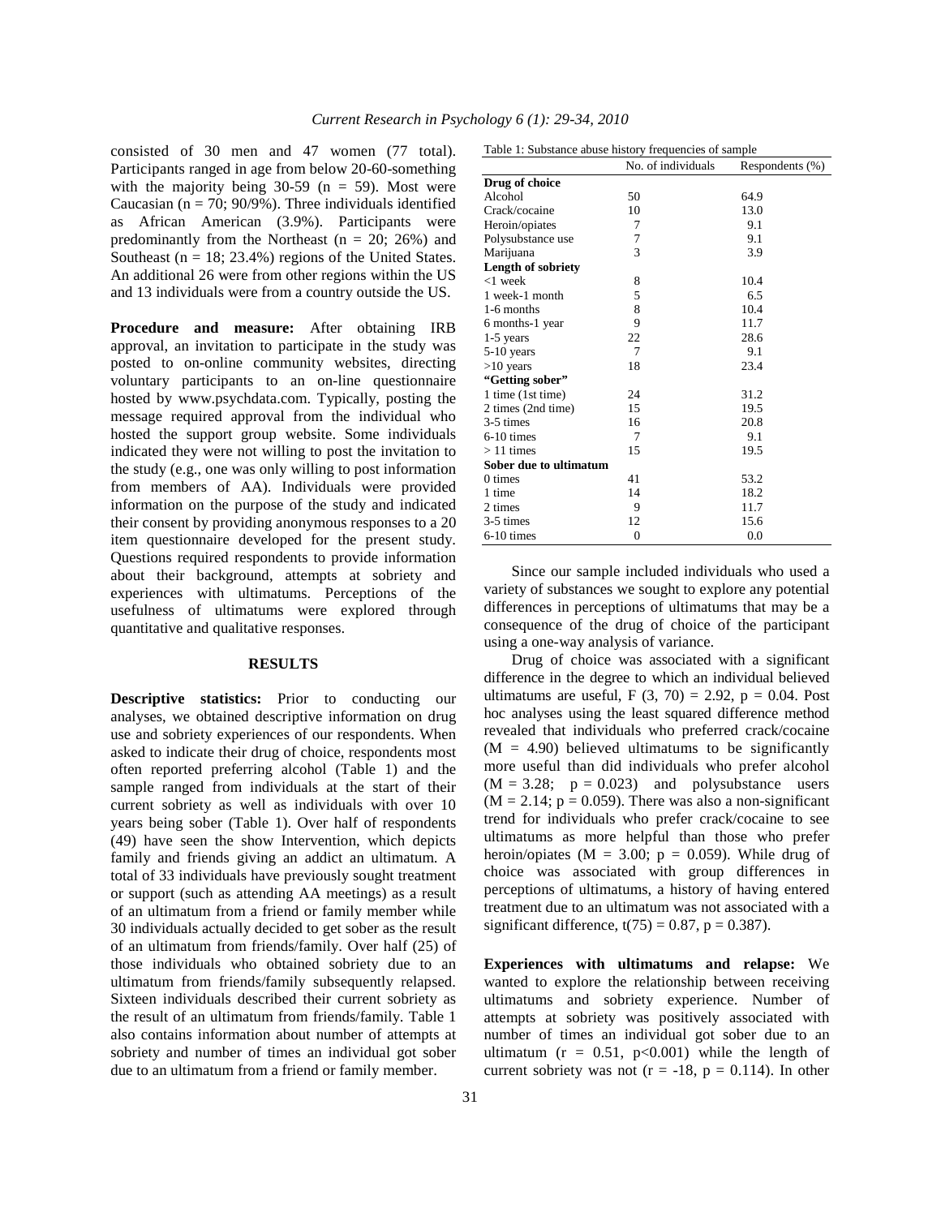consisted of 30 men and 47 women (77 total). Participants ranged in age from below 20-60-something with the majority being 30-59 (n = 59). Most were Caucasian (n = 70; 90/9%). Three individuals identified as African American (3.9%). Participants were predominantly from the Northeast (n = 20; 26%) and Southeast (n = 18; 23.4%) regions of the United States. An additional 26 were from other regions within the US and 13 individuals were from a country outside the US.

**Procedure and measure:** After obtaining IRB approval, an invitation to participate in the study was posted to on-online community websites, directing voluntary participants to an on-line questionnaire hosted by www.psychdata.com. Typically, posting the message required approval from the individual who hosted the support group website. Some individuals indicated they were not willing to post the invitation to the study (e.g., one was only willing to post information from members of AA). Individuals were provided information on the purpose of the study and indicated their consent by providing anonymous responses to a 20 item questionnaire developed for the present study. Questions required respondents to provide information about their background, attempts at sobriety and experiences with ultimatums. Perceptions of the usefulness of ultimatums were explored through quantitative and qualitative responses.

## RESULTS

**Descriptive statistics:** Prior to conducting our analyses, we obtained descriptive information on drug use and sobriety experiences of our respondents. When asked to indicate their drug of choice, respondents most often reported preferring alcohol (Table 1) and the sample ranged from individuals at the start of their current sobriety as well as individuals with over 10 years being sober (Table 1). Over half of respondents (49) have seen the show Intervention, which depicts family and friends giving an addict an ultimatum. A total of 33 individuals have previously sought treatment or support (such as attending AA meetings) as a result of an ultimatum from a friend or family member while 30 individuals actually decided to get sober as the result of an ultimatum from friends/family. Over half (25) of those individuals who obtained sobriety due to an ultimatum from friends/family subsequently relapsed. Sixteen individuals described their current sobriety as the result of an ultimatum from friends/family. Table 1 also contains information about number of attempts at sobriety and number of times an individual got sober due to an ultimatum from a friend or family member.

Table 1: Substance abuse history frequencies of sample

| | No. of individuals | Respondents (%) |
|---|---|---|
| **Drug of choice** | | |
| Alcohol | 50 | 64.9 |
| Crack/cocaine | 10 | 13.0 |
| Heroin/opiates | 7 | 9.1 |
| Polysubstance use | 7 | 9.1 |
| Marijuana | 3 | 3.9 |
| **Length of sobriety** | | |
| <1 week | 8 | 10.4 |
| 1 week-1 month | 5 | 6.5 |
| 1-6 months | 8 | 10.4 |
| 6 months-1 year | 9 | 11.7 |
| 1-5 years | 22 | 28.6 |
| 5-10 years | 7 | 9.1 |
| >10 years | 18 | 23.4 |
| **"Getting sober"** | | |
| 1 time (1st time) | 24 | 31.2 |
| 2 times (2nd time) | 15 | 19.5 |
| 3-5 times | 16 | 20.8 |
| 6-10 times | 7 | 9.1 |
| > 11 times | 15 | 19.5 |
| **Sober due to ultimatum** | | |
| 0 times | 41 | 53.2 |
| 1 time | 14 | 18.2 |
| 2 times | 9 | 11.7 |
| 3-5 times | 12 | 15.6 |
| 6-10 times | 0 | 0.0 |

Since our sample included individuals who used a variety of substances we sought to explore any potential differences in perceptions of ultimatums that may be a consequence of the drug of choice of the participant using a one-way analysis of variance.

Drug of choice was associated with a significant difference in the degree to which an individual believed ultimatums are useful, $F(3, 70) = 2.92$, $p = 0.04$. Post hoc analyses using the least squared difference method revealed that individuals who preferred crack/cocaine ($M = 4.90$) believed ultimatums to be significantly more useful than did individuals who prefer alcohol ($M = 3.28$; $p = 0.023$) and polysubstance users ($M = 2.14$; $p = 0.059$). There was also a non-significant trend for individuals who prefer crack/cocaine to see ultimatums as more helpful than those who prefer heroin/opiates ($M = 3.00$; $p = 0.059$). While drug of choice was associated with group differences in perceptions of ultimatums, a history of having entered treatment due to an ultimatum was not associated with a significant difference, $t(75) = 0.87$, $p = 0.387$).

**Experiences with ultimatums and relapse:** We wanted to explore the relationship between receiving ultimatums and sobriety experience. Number of attempts at sobriety was positively associated with number of times an individual got sober due to an ultimatum ($r = 0.51$, $p<0.001$) while the length of current sobriety was not ($r = -18$, $p = 0.114$). In other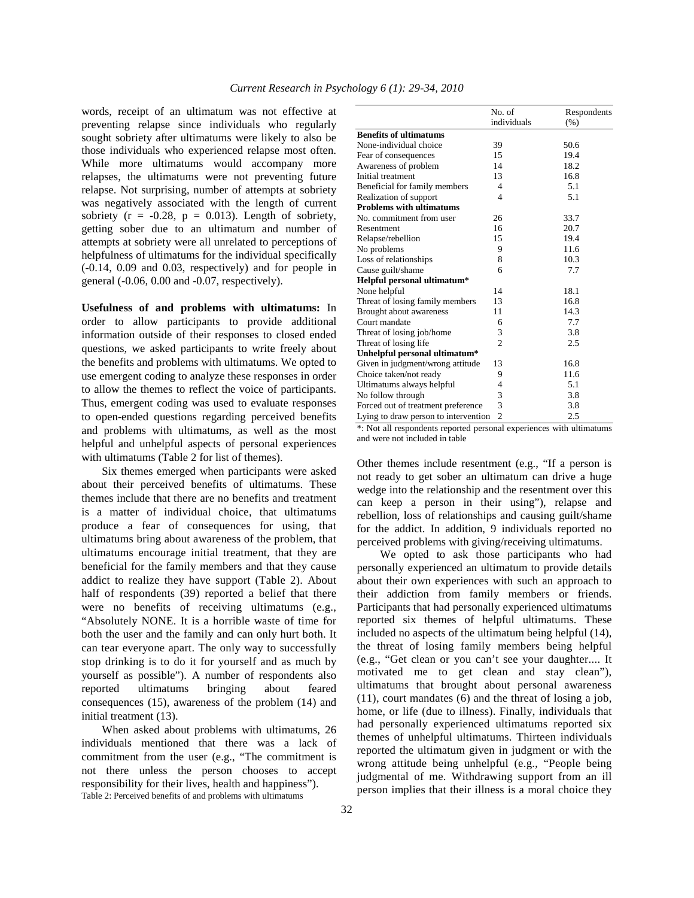words, receipt of an ultimatum was not effective at preventing relapse since individuals who regularly sought sobriety after ultimatums were likely to also be those individuals who experienced relapse most often. While more ultimatums would accompany more relapses, the ultimatums were not preventing future relapse. Not surprising, number of attempts at sobriety was negatively associated with the length of current sobriety ($r = -0.28$, $p = 0.013$). Length of sobriety, getting sober due to an ultimatum and number of attempts at sobriety were all unrelated to perceptions of helpfulness of ultimatums for the individual specifically (-0.14, 0.09 and 0.03, respectively) and for people in general (-0.06, 0.00 and -0.07, respectively).

**Usefulness of and problems with ultimatums:** In order to allow participants to provide additional information outside of their responses to closed ended questions, we asked participants to write freely about the benefits and problems with ultimatums. We opted to use emergent coding to analyze these responses in order to allow the themes to reflect the voice of participants. Thus, emergent coding was used to evaluate responses to open-ended questions regarding perceived benefits and problems with ultimatums, as well as the most helpful and unhelpful aspects of personal experiences with ultimatums (Table 2 for list of themes).

Six themes emerged when participants were asked about their perceived benefits of ultimatums. These themes include that there are no benefits and treatment is a matter of individual choice, that ultimatums produce a fear of consequences for using, that ultimatums bring about awareness of the problem, that ultimatums encourage initial treatment, that they are beneficial for the family members and that they cause addict to realize they have support (Table 2). About half of respondents (39) reported a belief that there were no benefits of receiving ultimatums (e.g., "Absolutely NONE. It is a horrible waste of time for both the user and the family and can only hurt both. It can tear everyone apart. The only way to successfully stop drinking is to do it for yourself and as much by yourself as possible"). A number of respondents also reported ultimatums bringing about feared consequences (15), awareness of the problem (14) and initial treatment (13).

When asked about problems with ultimatums, 26 individuals mentioned that there was a lack of commitment from the user (e.g., "The commitment is not there unless the person chooses to accept responsibility for their lives, health and happiness").

Table 2: Perceived benefits of and problems with ultimatums

| | No. of individuals | Respondents (%) |
|---|---|---|
| **Benefits of ultimatums** | | |
| None-individual choice | 39 | 50.6 |
| Fear of consequences | 15 | 19.4 |
| Awareness of problem | 14 | 18.2 |
| Initial treatment | 13 | 16.8 |
| Beneficial for family members | 4 | 5.1 |
| Realization of support | 4 | 5.1 |
| **Problems with ultimatums** | | |
| No. commitment from user | 26 | 33.7 |
| Resentment | 16 | 20.7 |
| Relapse/rebellion | 15 | 19.4 |
| No problems | 9 | 11.6 |
| Loss of relationships | 8 | 10.3 |
| Cause guilt/shame | 6 | 7.7 |
| **Helpful personal ultimatum*** | | |
| None helpful | 14 | 18.1 |
| Threat of losing family members | 13 | 16.8 |
| Brought about awareness | 11 | 14.3 |
| Court mandate | 6 | 7.7 |
| Threat of losing job/home | 3 | 3.8 |
| Threat of losing life | 2 | 2.5 |
| **Unhelpful personal ultimatum*** | | |
| Given in judgment/wrong attitude | 13 | 16.8 |
| Choice taken/not ready | 9 | 11.6 |
| Ultimatums always helpful | 4 | 5.1 |
| No follow through | 3 | 3.8 |
| Forced out of treatment preference | 3 | 3.8 |
| Lying to draw person to intervention | 2 | 2.5 |

*: Not all respondents reported personal experiences with ultimatums and were not included in table

Other themes include resentment (e.g., "If a person is not ready to get sober an ultimatum can drive a huge wedge into the relationship and the resentment over this can keep a person in their using"), relapse and rebellion, loss of relationships and causing guilt/shame for the addict. In addition, 9 individuals reported no perceived problems with giving/receiving ultimatums.

We opted to ask those participants who had personally experienced an ultimatum to provide details about their own experiences with such an approach to their addiction from family members or friends. Participants that had personally experienced ultimatums reported six themes of helpful ultimatums. These included no aspects of the ultimatum being helpful (14), the threat of losing family members being helpful (e.g., "Get clean or you can't see your daughter.... It motivated me to get clean and stay clean"), ultimatums that brought about personal awareness (11), court mandates (6) and the threat of losing a job, home, or life (due to illness). Finally, individuals that had personally experienced ultimatums reported six themes of unhelpful ultimatums. Thirteen individuals reported the ultimatum given in judgment or with the wrong attitude being unhelpful (e.g., "People being judgmental of me. Withdrawing support from an ill person implies that their illness is a moral choice they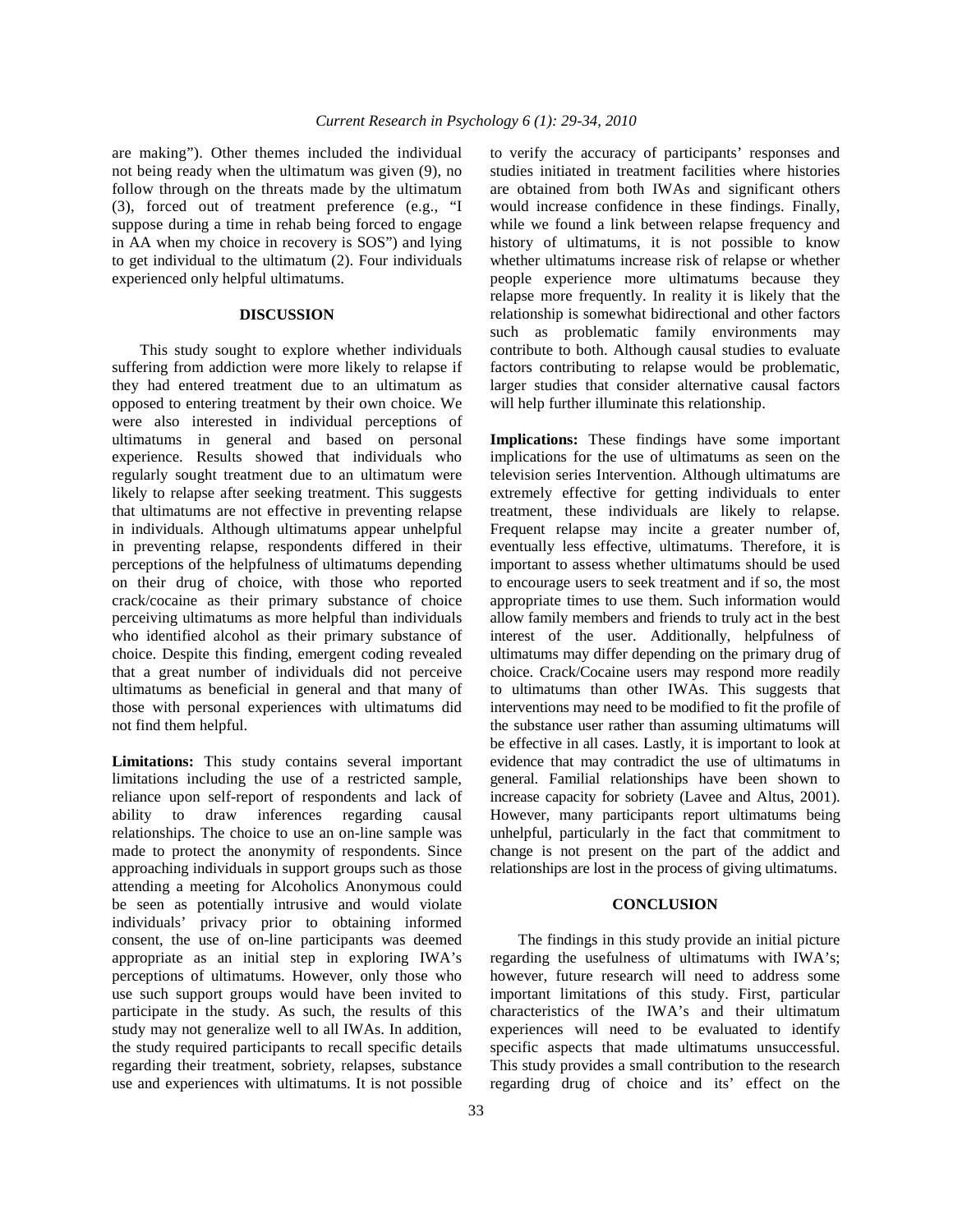are making"). Other themes included the individual not being ready when the ultimatum was given (9), no follow through on the threats made by the ultimatum (3), forced out of treatment preference (e.g., "I suppose during a time in rehab being forced to engage in AA when my choice in recovery is SOS") and lying to get individual to the ultimatum (2). Four individuals experienced only helpful ultimatums.

## DISCUSSION

This study sought to explore whether individuals suffering from addiction were more likely to relapse if they had entered treatment due to an ultimatum as opposed to entering treatment by their own choice. We were also interested in individual perceptions of ultimatums in general and based on personal experience. Results showed that individuals who regularly sought treatment due to an ultimatum were likely to relapse after seeking treatment. This suggests that ultimatums are not effective in preventing relapse in individuals. Although ultimatums appear unhelpful in preventing relapse, respondents differed in their perceptions of the helpfulness of ultimatums depending on their drug of choice, with those who reported crack/cocaine as their primary substance of choice perceiving ultimatums as more helpful than individuals who identified alcohol as their primary substance of choice. Despite this finding, emergent coding revealed that a great number of individuals did not perceive ultimatums as beneficial in general and that many of those with personal experiences with ultimatums did not find them helpful.

**Limitations:** This study contains several important limitations including the use of a restricted sample, reliance upon self-report of respondents and lack of ability to draw inferences regarding causal relationships. The choice to use an on-line sample was made to protect the anonymity of respondents. Since approaching individuals in support groups such as those attending a meeting for Alcoholics Anonymous could be seen as potentially intrusive and would violate individuals' privacy prior to obtaining informed consent, the use of on-line participants was deemed appropriate as an initial step in exploring IWA's perceptions of ultimatums. However, only those who use such support groups would have been invited to participate in the study. As such, the results of this study may not generalize well to all IWAs. In addition, the study required participants to recall specific details regarding their treatment, sobriety, relapses, substance use and experiences with ultimatums. It is not possible to verify the accuracy of participants' responses and studies initiated in treatment facilities where histories are obtained from both IWAs and significant others would increase confidence in these findings. Finally, while we found a link between relapse frequency and history of ultimatums, it is not possible to know whether ultimatums increase risk of relapse or whether people experience more ultimatums because they relapse more frequently. In reality it is likely that the relationship is somewhat bidirectional and other factors such as problematic family environments may contribute to both. Although causal studies to evaluate factors contributing to relapse would be problematic, larger studies that consider alternative causal factors will help further illuminate this relationship.

**Implications:** These findings have some important implications for the use of ultimatums as seen on the television series Intervention. Although ultimatums are extremely effective for getting individuals to enter treatment, these individuals are likely to relapse. Frequent relapse may incite a greater number of, eventually less effective, ultimatums. Therefore, it is important to assess whether ultimatums should be used to encourage users to seek treatment and if so, the most appropriate times to use them. Such information would allow family members and friends to truly act in the best interest of the user. Additionally, helpfulness of ultimatums may differ depending on the primary drug of choice. Crack/Cocaine users may respond more readily to ultimatums than other IWAs. This suggests that interventions may need to be modified to fit the profile of the substance user rather than assuming ultimatums will be effective in all cases. Lastly, it is important to look at evidence that may contradict the use of ultimatums in general. Familial relationships have been shown to increase capacity for sobriety (Lavee and Altus, 2001). However, many participants report ultimatums being unhelpful, particularly in the fact that commitment to change is not present on the part of the addict and relationships are lost in the process of giving ultimatums.

## CONCLUSION

The findings in this study provide an initial picture regarding the usefulness of ultimatums with IWA's; however, future research will need to address some important limitations of this study. First, particular characteristics of the IWA's and their ultimatum experiences will need to be evaluated to identify specific aspects that made ultimatums unsuccessful. This study provides a small contribution to the research regarding drug of choice and its' effect on the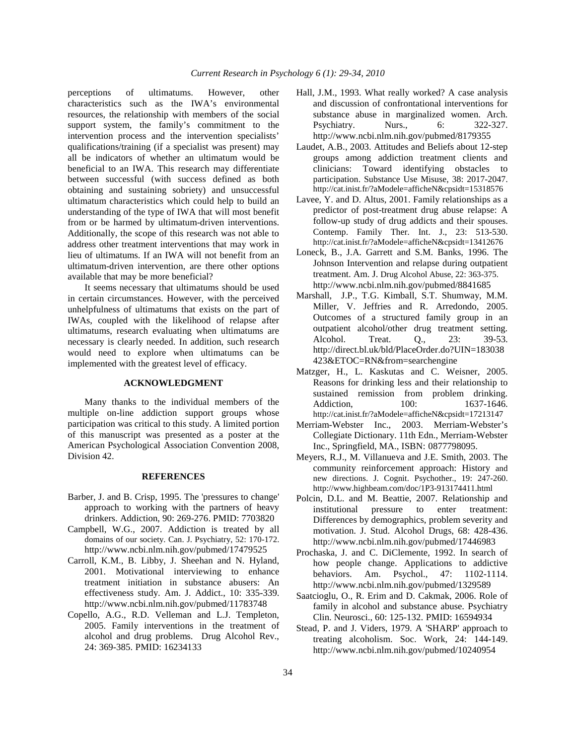perceptions of ultimatums. However, other characteristics such as the IWA's environmental resources, the relationship with members of the social support system, the family's commitment to the intervention process and the intervention specialists' qualifications/training (if a specialist was present) may all be indicators of whether an ultimatum would be beneficial to an IWA. This research may differentiate between successful (with success defined as both obtaining and sustaining sobriety) and unsuccessful ultimatum characteristics which could help to build an understanding of the type of IWA that will most benefit from or be harmed by ultimatum-driven interventions. Additionally, the scope of this research was not able to address other treatment interventions that may work in lieu of ultimatums. If an IWA will not benefit from an ultimatum-driven intervention, are there other options available that may be more beneficial?

It seems necessary that ultimatums should be used in certain circumstances. However, with the perceived unhelpfulness of ultimatums that exists on the part of IWAs, coupled with the likelihood of relapse after ultimatums, research evaluating when ultimatums are necessary is clearly needed. In addition, such research would need to explore when ultimatums can be implemented with the greatest level of efficacy.

## ACKNOWLEDGMENT

Many thanks to the individual members of the multiple on-line addiction support groups whose participation was critical to this study. A limited portion of this manuscript was presented as a poster at the American Psychological Association Convention 2008, Division 42.

## REFERENCES

Barber, J. and B. Crisp, 1995. The 'pressures to change' approach to working with the partners of heavy drinkers. Addiction, 90: 269-276. PMID: 7703820

Campbell, W.G., 2007. Addiction is treated by all domains of our society. Can. J. Psychiatry, 52: 170-172. http://www.ncbi.nlm.nih.gov/pubmed/17479525

Carroll, K.M., B. Libby, J. Sheehan and N. Hyland, 2001. Motivational interviewing to enhance treatment initiation in substance abusers: An effectiveness study. Am. J. Addict., 10: 335-339. http://www.ncbi.nlm.nih.gov/pubmed/11783748

Copello, A.G., R.D. Velleman and L.J. Templeton, 2005. Family interventions in the treatment of alcohol and drug problems. Drug Alcohol Rev., 24: 369-385. PMID: 16234133

Hall, J.M., 1993. What really worked? A case analysis and discussion of confrontational interventions for substance abuse in marginalized women. Arch. Psychiatry. Nurs., 6: 322-327. http://www.ncbi.nlm.nih.gov/pubmed/8179355

Laudet, A.B., 2003. Attitudes and Beliefs about 12-step groups among addiction treatment clients and clinicians: Toward identifying obstacles to participation. Substance Use Misuse, 38: 2017-2047. http://cat.inist.fr/?aModele=afficheN&cpsidt=15318576

Lavee, Y. and D. Altus, 2001. Family relationships as a predictor of post-treatment drug abuse relapse: A follow-up study of drug addicts and their spouses. Contemp. Family Ther. Int. J., 23: 513-530. http://cat.inist.fr/?aModele=afficheN&cpsidt=13412676

Loneck, B., J.A. Garrett and S.M. Banks, 1996. The Johnson Intervention and relapse during outpatient treatment. Am. J. Drug Alcohol Abuse, 22: 363-375. http://www.ncbi.nlm.nih.gov/pubmed/8841685

Marshall, J.P., T.G. Kimball, S.T. Shumway, M.M. Miller, V. Jeffries and R. Arredondo, 2005. Outcomes of a structured family group in an outpatient alcohol/other drug treatment setting. Alcohol. Treat. Q., 23: 39-53. http://direct.bl.uk/bld/PlaceOrder.do?UIN=183038423&ETOC=RN&from=searchengine

Matzger, H., L. Kaskutas and C. Weisner, 2005. Reasons for drinking less and their relationship to sustained remission from problem drinking. Addiction, 100: 1637-1646. http://cat.inist.fr/?aModele=afficheN&cpsidt=17213147

Merriam-Webster Inc., 2003. Merriam-Webster's Collegiate Dictionary. 11th Edn., Merriam-Webster Inc., Springfield, MA., ISBN: 0877798095.

Meyers, R.J., M. Villanueva and J.E. Smith, 2003. The community reinforcement approach: History and new directions. J. Cognit. Psychother., 19: 247-260. http://www.highbeam.com/doc/1P3-913174411.html

Polcin, D.L. and M. Beattie, 2007. Relationship and institutional pressure to enter treatment: Differences by demographics, problem severity and motivation. J. Stud. Alcohol Drugs, 68: 428-436. http://www.ncbi.nlm.nih.gov/pubmed/17446983

Prochaska, J. and C. DiClemente, 1992. In search of how people change. Applications to addictive behaviors. Am. Psychol., 47: 1102-1114. http://www.ncbi.nlm.nih.gov/pubmed/1329589

Saatcioglu, O., R. Erim and D. Cakmak, 2006. Role of family in alcohol and substance abuse. Psychiatry Clin. Neurosci., 60: 125-132. PMID: 16594934

Stead, P. and J. Viders, 1979. A 'SHARP' approach to treating alcoholism. Soc. Work, 24: 144-149. http://www.ncbi.nlm.nih.gov/pubmed/10240954